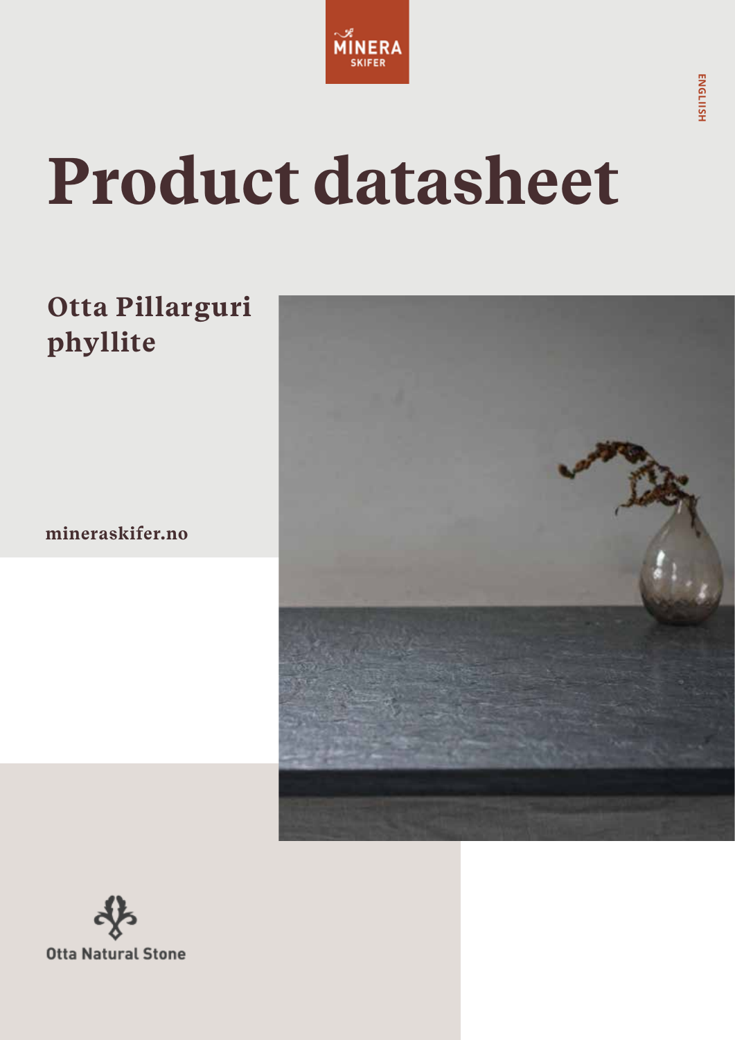MINERA SKIFER

ENGLISH

# Product datasheet

## Otta Pillarguri phyllite

mineraskifer.no

Otta Natural Stone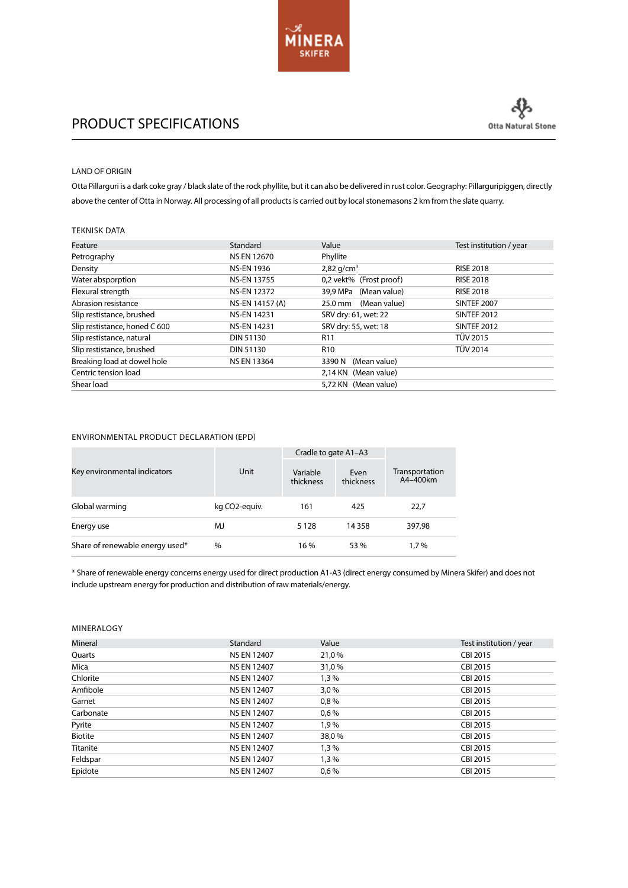MINERA SKIFER

# PRODUCT SPECIFICATIONS

Otta Natural Stone

## LAND OF ORIGIN

Otta Pillarguri is a dark coke gray / black slate of the rock phyllite, but it can also be delivered in rust color. Geography: Pillarguripiggen, directly above the center of Otta in Norway. All processing of all products is carried out by local stonemasons 2 km from the slate quarry.

## TEKNISK DATA

| Feature | Standard | Value | Test institution / year |
|---|---|---|---|
| Petrography | NS EN 12670 | Phyllite | |
| Density | NS-EN 1936 | 2,82 g/cm$^3$ | RISE 2018 |
| Water absporption | NS-EN 13755 | 0,2 vekt% (Frost proof) | RISE 2018 |
| Flexural strength | NS-EN 12372 | 39,9 MPa (Mean value) | RISE 2018 |
| Abrasion resistance | NS-EN 14157 (A) | 25.0 mm (Mean value) | SINTEF 2007 |
| Slip resistance, brushed | NS-EN 14231 | SRV dry: 61, wet: 22 | SINTEF 2012 |
| Slip resistance, honed C 600 | NS-EN 14231 | SRV dry: 55, wet: 18 | SINTEF 2012 |
| Slip resistance, natural | DIN 51130 | R11 | TÜV 2015 |
| Slip resistance, brushed | DIN 51130 | R10 | TÜV 2014 |
| Breaking load at dowel hole | NS EN 13364 | 3390 N (Mean value) | |
| Centric tension load | | 2,14 KN (Mean value) | |
| Shear load | | 5,72 KN (Mean value) | |

## ENVIRONMENTAL PRODUCT DECLARATION (EPD)

| Key environmental indicators | Unit | Cradle to gate A1–A3 | | Transportation A4–400km |
|---|---|---|---|---|
| | | Variable thickness | Even thickness | |
| Global warming | kg CO2-equiv. | 161 | 425 | 22,7 |
| Energy use | MJ | 5 128 | 14 358 | 397,98 |
| Share of renewable energy used* | % | 16 % | 53 % | 1,7 % |

* Share of renewable energy concerns energy used for direct production A1-A3 (direct energy consumed by Minera Skifer) and does not include upstream energy for production and distribution of raw materials/energy.

## MINERALOGY

| Mineral | Standard | Value | Test institution / year |
|---|---|---|---|
| Quarts | NS EN 12407 | 21,0 % | CBI 2015 |
| Mica | NS EN 12407 | 31,0 % | CBI 2015 |
| Chlorite | NS EN 12407 | 1,3 % | CBI 2015 |
| Amfibole | NS EN 12407 | 3,0 % | CBI 2015 |
| Garnet | NS EN 12407 | 0,8 % | CBI 2015 |
| Carbonate | NS EN 12407 | 0,6 % | CBI 2015 |
| Pyrite | NS EN 12407 | 1,9 % | CBI 2015 |
| Biotite | NS EN 12407 | 38,0 % | CBI 2015 |
| Titanite | NS EN 12407 | 1,3 % | CBI 2015 |
| Feldspar | NS EN 12407 | 1,3 % | CBI 2015 |
| Epidote | NS EN 12407 | 0,6 % | CBI 2015 |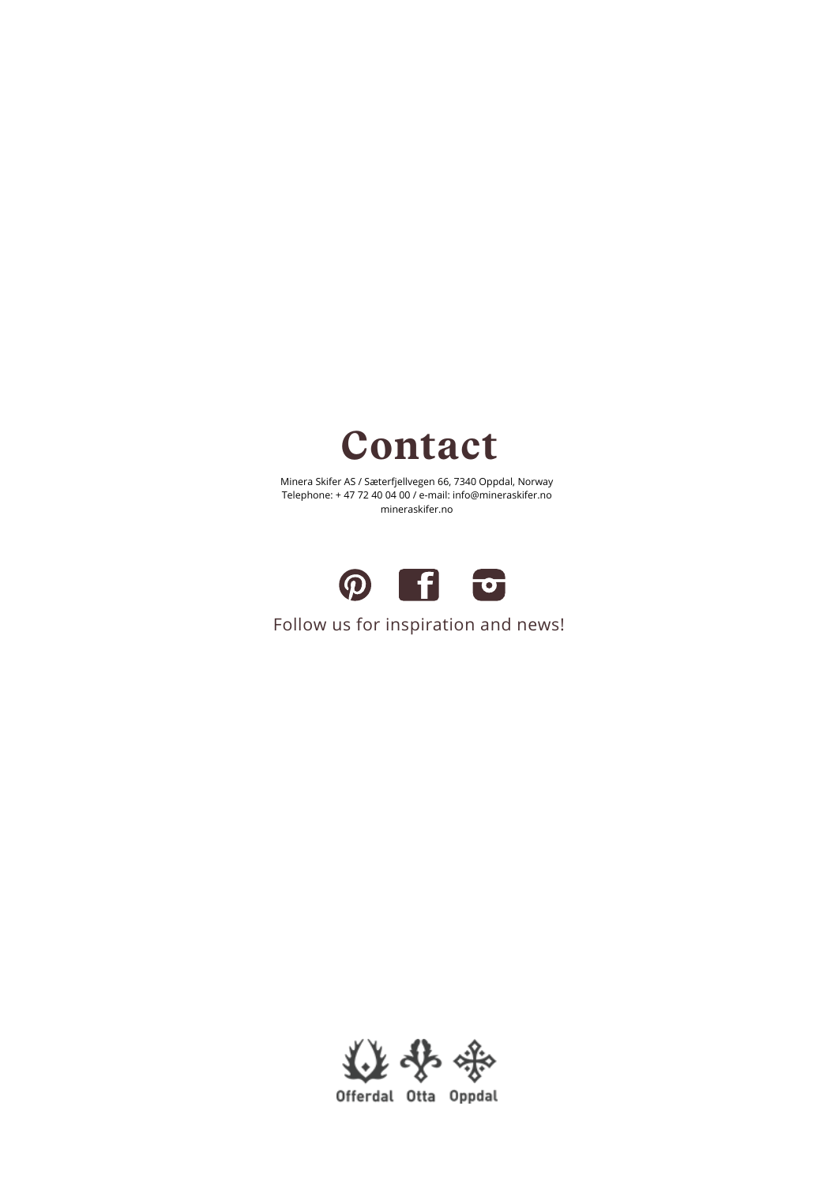# Contact

Minera Skifer AS / Sæterfjellvegen 66, 7340 Oppdal, Norway
Telephone: + 47 72 40 04 00 / e-mail: info@mineraskifer.no
mineraskifer.no

Follow us for inspiration and news!

Offerdal Otta Oppdal